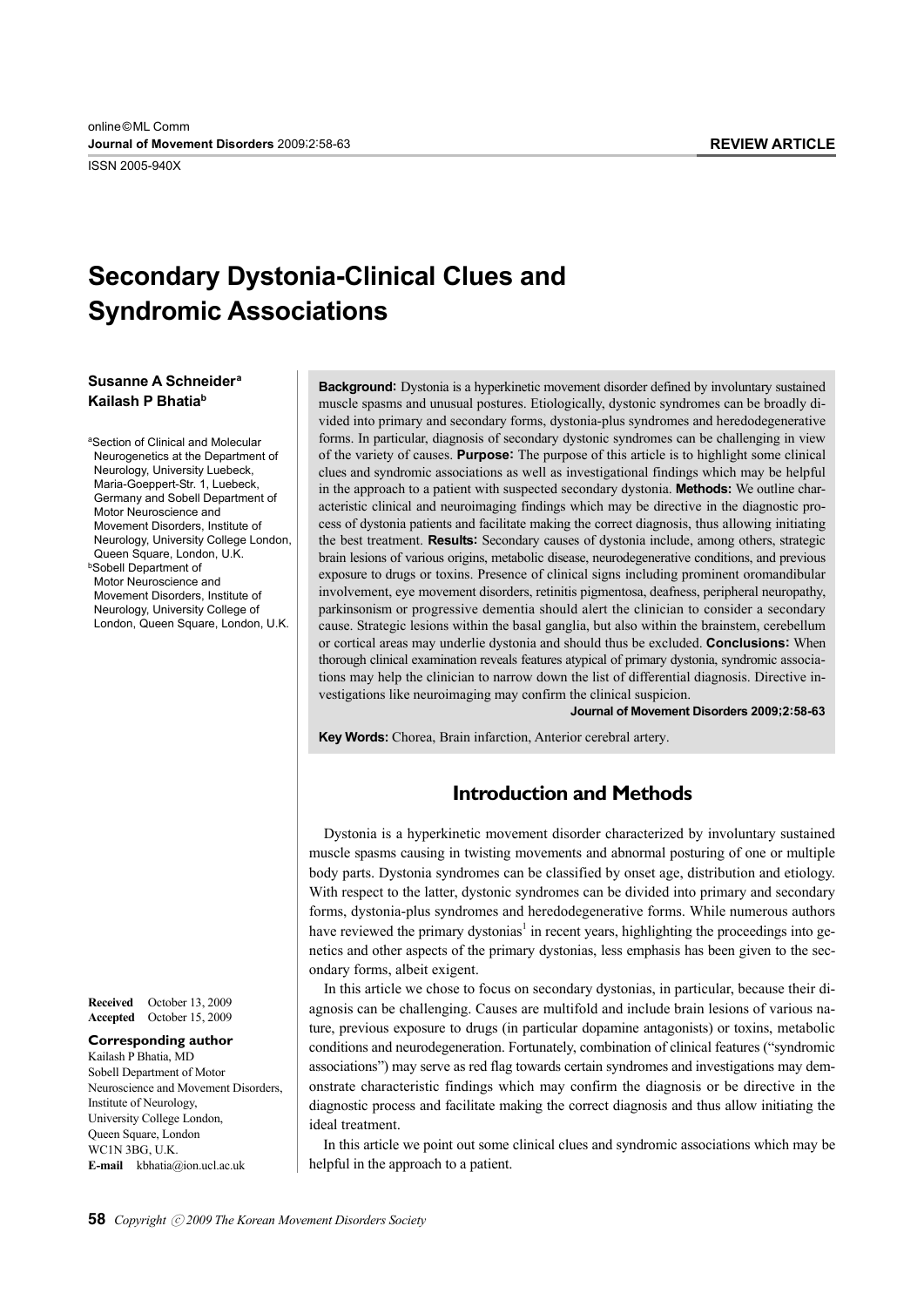REVIEW ARTICLE

ISSN 2005-940X

# Secondary Dystonia-Clinical Clues and Syndromic Associations

**Susanne A Schneider**[a]
**Kailash P Bhatia**[b]

[a]Section of Clinical and Molecular Neurogenetics at the Department of Neurology, University Luebeck, Maria-Goeppert-Str. 1, Luebeck, Germany and Sobell Department of Motor Neuroscience and Movement Disorders, Institute of Neurology, University College London, Queen Square, London, U.K.
[b]Sobell Department of Motor Neuroscience and Movement Disorders, Institute of Neurology, University College of London, Queen Square, London, U.K.

**Background:** Dystonia is a hyperkinetic movement disorder defined by involuntary sustained muscle spasms and unusual postures. Etiologically, dystonic syndromes can be broadly divided into primary and secondary forms, dystonia-plus syndromes and heredodegenerative forms. In particular, diagnosis of secondary dystonic syndromes can be challenging in view of the variety of causes. **Purpose:** The purpose of this article is to highlight some clinical clues and syndromic associations as well as investigational findings which may be helpful in the approach to a patient with suspected secondary dystonia. **Methods:** We outline characteristic clinical and neuroimaging findings which may be directive in the diagnostic process of dystonia patients and facilitate making the correct diagnosis, thus allowing initiating the best treatment. **Results:** Secondary causes of dystonia include, among others, strategic brain lesions of various origins, metabolic disease, neurodegenerative conditions, and previous exposure to drugs or toxins. Presence of clinical signs including prominent oromandibular involvement, eye movement disorders, retinitis pigmentosa, deafness, peripheral neuropathy, parkinsonism or progressive dementia should alert the clinician to consider a secondary cause. Strategic lesions within the basal ganglia, but also within the brainstem, cerebellum or cortical areas may underlie dystonia and should thus be excluded. **Conclusions:** When thorough clinical examination reveals features atypical of primary dystonia, syndromic associations may help the clinician to narrow down the list of differential diagnosis. Directive investigations like neuroimaging may confirm the clinical suspicion.

**Key Words:** Chorea, Brain infarction, Anterior cerebral artery.

## Introduction and Methods

Dystonia is a hyperkinetic movement disorder characterized by involuntary sustained muscle spasms causing in twisting movements and abnormal posturing of one or multiple body parts. Dystonia syndromes can be classified by onset age, distribution and etiology. With respect to the latter, dystonic syndromes can be divided into primary and secondary forms, dystonia-plus syndromes and heredodegenerative forms. While numerous authors have reviewed the primary dystonias[1] in recent years, highlighting the proceedings into genetics and other aspects of the primary dystonias, less emphasis has been given to the secondary forms, albeit exigent.

In this article we chose to focus on secondary dystonias, in particular, because their diagnosis can be challenging. Causes are multifold and include brain lesions of various nature, previous exposure to drugs (in particular dopamine antagonists) or toxins, metabolic conditions and neurodegeneration. Fortunately, combination of clinical features ("syndromic associations") may serve as red flag towards certain syndromes and investigations may demonstrate characteristic findings which may confirm the diagnosis or be directive in the diagnostic process and facilitate making the correct diagnosis and thus allow initiating the ideal treatment.

In this article we point out some clinical clues and syndromic associations which may be helpful in the approach to a patient.

**Received** October 13, 2009
**Accepted** October 15, 2009

**Corresponding author**
Kailash P Bhatia, MD
Sobell Department of Motor Neuroscience and Movement Disorders, Institute of Neurology, University College London, Queen Square, London WC1N 3BG, U.K.
**E-mail** kbhatia@ion.ucl.ac.uk

Copyright ⓒ 2009 The Korean Movement Disorders Society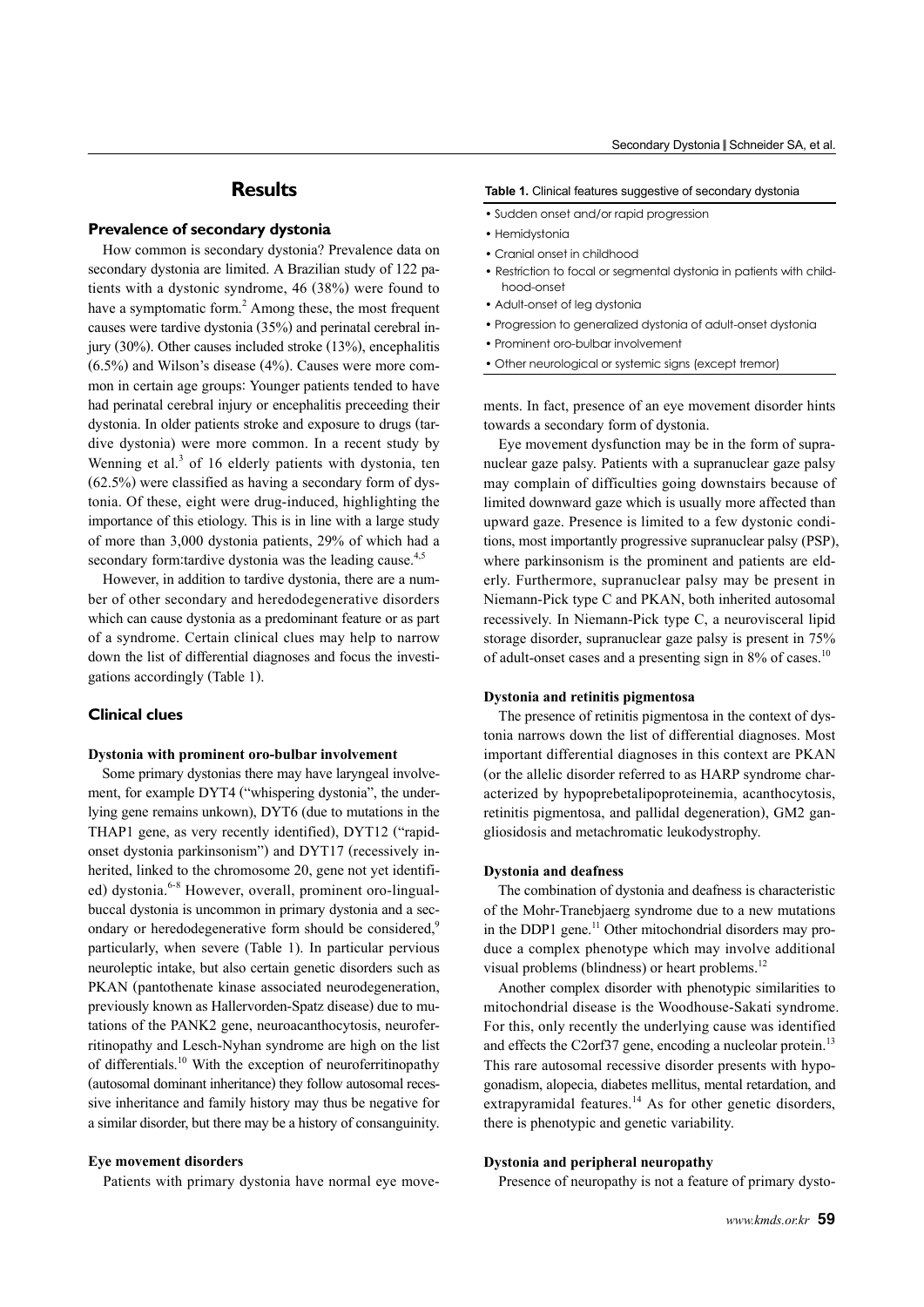## Results

### Prevalence of secondary dystonia

How common is secondary dystonia? Prevalence data on secondary dystonia are limited. A Brazilian study of 122 patients with a dystonic syndrome, 46 (38%) were found to have a symptomatic form.[2] Among these, the most frequent causes were tardive dystonia (35%) and perinatal cerebral injury (30%). Other causes included stroke (13%), encephalitis (6.5%) and Wilson's disease (4%). Causes were more common in certain age groups: Younger patients tended to have had perinatal cerebral injury or encephalitis preceeding their dystonia. In older patients stroke and exposure to drugs (tardive dystonia) were more common. In a recent study by Wenning et al.[3] of 16 elderly patients with dystonia, ten (62.5%) were classified as having a secondary form of dystonia. Of these, eight were drug-induced, highlighting the importance of this etiology. This is in line with a large study of more than 3,000 dystonia patients, 29% of which had a secondary form:tardive dystonia was the leading cause.[4,5]

However, in addition to tardive dystonia, there are a number of other secondary and heredodegenerative disorders which can cause dystonia as a predominant feature or as part of a syndrome. Certain clinical clues may help to narrow down the list of differential diagnoses and focus the investigations accordingly (Table 1).

### Clinical clues

#### Dystonia with prominent oro-bulbar involvement

Some primary dystonias there may have laryngeal involvement, for example DYT4 ("whispering dystonia", the underlying gene remains unkown), DYT6 (due to mutations in the THAP1 gene, as very recently identified), DYT12 ("rapid-onset dystonia parkinsonism") and DYT17 (recessively inherited, linked to the chromosome 20, gene not yet identified) dystonia.[6-8] However, overall, prominent oro-lingual-buccal dystonia is uncommon in primary dystonia and a secondary or heredodegenerative form should be considered,[9] particularly, when severe (Table 1). In particular pervious neuroleptic intake, but also certain genetic disorders such as PKAN (pantothenate kinase associated neurodegeneration, previously known as Hallervorden-Spatz disease) due to mutations of the PANK2 gene, neuroacanthocytosis, neuroferritinopathy and Lesch-Nyhan syndrome are high on the list of differentials.[10] With the exception of neuroferritinopathy (autosomal dominant inheritance) they follow autosomal recessive inheritance and family history may thus be negative for a similar disorder, but there may be a history of consanguinity.

#### Eye movement disorders

Patients with primary dystonia have normal eye movements. In fact, presence of an eye movement disorder hints towards a secondary form of dystonia.

Eye movement dysfunction may be in the form of supranuclear gaze palsy. Patients with a supranuclear gaze palsy may complain of difficulties going downstairs because of limited downward gaze which is usually more affected than upward gaze. Presence is limited to a few dystonic conditions, most importantly progressive supranuclear palsy (PSP), where parkinsonism is the prominent and patients are elderly. Furthermore, supranuclear palsy may be present in Niemann-Pick type C and PKAN, both inherited autosomal recessively. In Niemann-Pick type C, a neurovisceral lipid storage disorder, supranuclear gaze palsy is present in 75% of adult-onset cases and a presenting sign in 8% of cases.[10]

**Table 1.** Clinical features suggestive of secondary dystonia

- Sudden onset and/or rapid progression
- Hemidystonia
- Cranial onset in childhood
- Restriction to focal or segmental dystonia in patients with childhood-onset
- Adult-onset of leg dystonia
- Progression to generalized dystonia of adult-onset dystonia
- Prominent oro-bulbar involvement
- Other neurological or systemic signs (except tremor)

#### Dystonia and retinitis pigmentosa

The presence of retinitis pigmentosa in the context of dystonia narrows down the list of differential diagnoses. Most important differential diagnoses in this context are PKAN (or the allelic disorder referred to as HARP syndrome characterized by hypoprebetalipoproteinemia, acanthocytosis, retinitis pigmentosa, and pallidal degeneration), GM2 gangliosidosis and metachromatic leukodystrophy.

#### Dystonia and deafness

The combination of dystonia and deafness is characteristic of the Mohr-Tranebjaerg syndrome due to a new mutations in the DDP1 gene.[11] Other mitochondrial disorders may produce a complex phenotype which may involve additional visual problems (blindness) or heart problems.[12]

Another complex disorder with phenotypic similarities to mitochondrial disease is the Woodhouse-Sakati syndrome. For this, only recently the underlying cause was identified and effects the C2orf37 gene, encoding a nucleolar protein.[13] This rare autosomal recessive disorder presents with hypogonadism, alopecia, diabetes mellitus, mental retardation, and extrapyramidal features.[14] As for other genetic disorders, there is phenotypic and genetic variability.

#### Dystonia and peripheral neuropathy

Presence of neuropathy is not a feature of primary dysto-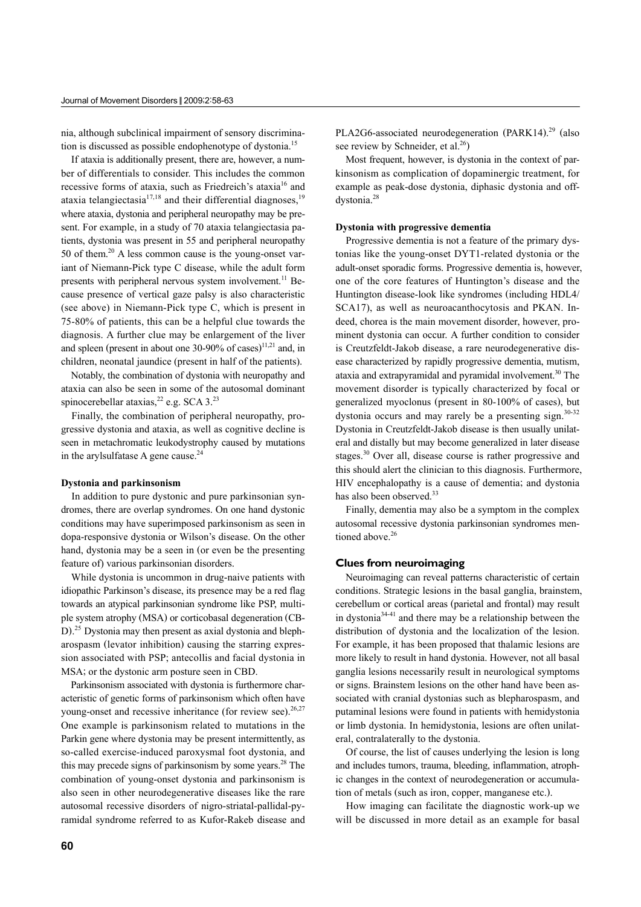nia, although subclinical impairment of sensory discrimination is discussed as possible endophenotype of dystonia.[15]

If ataxia is additionally present, there are, however, a number of differentials to consider. This includes the common recessive forms of ataxia, such as Friedreich's ataxia[16] and ataxia telangiectasia[17,18] and their differential diagnoses,[19] where ataxia, dystonia and peripheral neuropathy may be present. For example, in a study of 70 ataxia telangiectasia patients, dystonia was present in 55 and peripheral neuropathy 50 of them.[20] A less common cause is the young-onset variant of Niemann-Pick type C disease, while the adult form presents with peripheral nervous system involvement.[11] Because presence of vertical gaze palsy is also characteristic (see above) in Niemann-Pick type C, which is present in 75-80% of patients, this can be a helpful clue towards the diagnosis. A further clue may be enlargement of the liver and spleen (present in about one 30-90% of cases)[11,21] and, in children, neonatal jaundice (present in half of the patients).

Notably, the combination of dystonia with neuropathy and ataxia can also be seen in some of the autosomal dominant spinocerebellar ataxias,[22] e.g. SCA 3.[23]

Finally, the combination of peripheral neuropathy, progressive dystonia and ataxia, as well as cognitive decline is seen in metachromatic leukodystrophy caused by mutations in the arylsulfatase A gene cause.[24]

**Dystonia and parkinsonism**

In addition to pure dystonic and pure parkinsonian syndromes, there are overlap syndromes. On one hand dystonic conditions may have superimposed parkinsonism as seen in dopa-responsive dystonia or Wilson's disease. On the other hand, dystonia may be a seen in (or even be the presenting feature of) various parkinsonian disorders.

While dystonia is uncommon in drug-naive patients with idiopathic Parkinson's disease, its presence may be a red flag towards an atypical parkinsonian syndrome like PSP, multiple system atrophy (MSA) or corticobasal degeneration (CBD).[25] Dystonia may then present as axial dystonia and blepharospasm (levator inhibition) causing the starring expression associated with PSP; antecollis and facial dystonia in MSA; or the dystonic arm posture seen in CBD.

Parkinsonism associated with dystonia is furthermore characteristic of genetic forms of parkinsonism which often have young-onset and recessive inheritance (for review see).[26,27] One example is parkinsonism related to mutations in the Parkin gene where dystonia may be present intermittently, as so-called exercise-induced paroxysmal foot dystonia, and this may precede signs of parkinsonism by some years.[28] The combination of young-onset dystonia and parkinsonism is also seen in other neurodegenerative diseases like the rare autosomal recessive disorders of nigro-striatal-pallidal-pyramidal syndrome referred to as Kufor-Rakeb disease and PLA2G6-associated neurodegeneration (PARK14).[29] (also see review by Schneider, et al.[26])

Most frequent, however, is dystonia in the context of parkinsonism as complication of dopaminergic treatment, for example as peak-dose dystonia, diphasic dystonia and off-dystonia.[28]

**Dystonia with progressive dementia**

Progressive dementia is not a feature of the primary dystonias like the young-onset DYT1-related dystonia or the adult-onset sporadic forms. Progressive dementia is, however, one of the core features of Huntington's disease and the Huntington disease-look like syndromes (including HDL4/SCA17), as well as neuroacanthocytosis and PKAN. Indeed, chorea is the main movement disorder, however, prominent dystonia can occur. A further condition to consider is Creutzfeldt-Jakob disease, a rare neurodegenerative disease characterized by rapidly progressive dementia, mutism, ataxia and extrapyramidal and pyramidal involvement.[30] The movement disorder is typically characterized by focal or generalized myoclonus (present in 80-100% of cases), but dystonia occurs and may rarely be a presenting sign.[30-32] Dystonia in Creutzfeldt-Jakob disease is then usually unilateral and distally but may become generalized in later disease stages.[30] Over all, disease course is rather progressive and this should alert the clinician to this diagnosis. Furthermore, HIV encephalopathy is a cause of dementia; and dystonia has also been observed.[33]

Finally, dementia may also be a symptom in the complex autosomal recessive dystonia parkinsonian syndromes mentioned above.[26]

## Clues from neuroimaging

Neuroimaging can reveal patterns characteristic of certain conditions. Strategic lesions in the basal ganglia, brainstem, cerebellum or cortical areas (parietal and frontal) may result in dystonia[34-41] and there may be a relationship between the distribution of dystonia and the localization of the lesion. For example, it has been proposed that thalamic lesions are more likely to result in hand dystonia. However, not all basal ganglia lesions necessarily result in neurological symptoms or signs. Brainstem lesions on the other hand have been associated with cranial dystonias such as blepharospasm, and putaminal lesions were found in patients with hemidystonia or limb dystonia. In hemidystonia, lesions are often unilateral, contralaterally to the dystonia.

Of course, the list of causes underlying the lesion is long and includes tumors, trauma, bleeding, inflammation, atrophic changes in the context of neurodegeneration or accumulation of metals (such as iron, copper, manganese etc.).

How imaging can facilitate the diagnostic work-up we will be discussed in more detail as an example for basal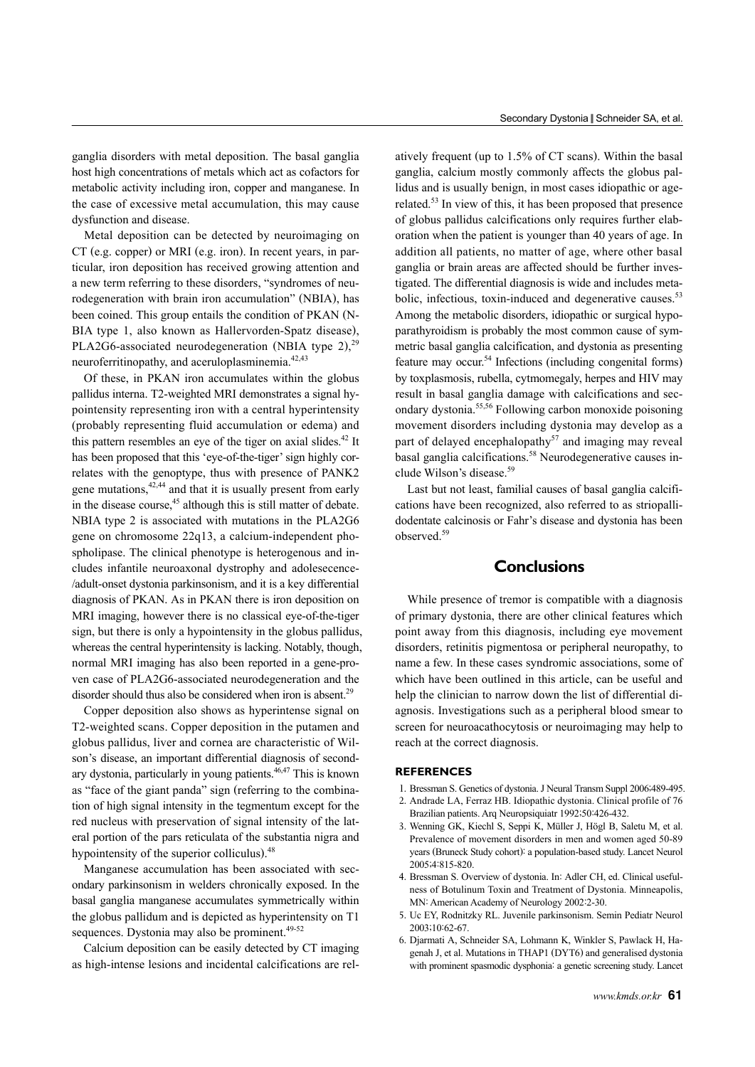ganglia disorders with metal deposition. The basal ganglia host high concentrations of metals which act as cofactors for metabolic activity including iron, copper and manganese. In the case of excessive metal accumulation, this may cause dysfunction and disease.

Metal deposition can be detected by neuroimaging on CT (e.g. copper) or MRI (e.g. iron). In recent years, in particular, iron deposition has received growing attention and a new term referring to these disorders, "syndromes of neurodegeneration with brain iron accumulation" (NBIA), has been coined. This group entails the condition of PKAN (NBIA type 1, also known as Hallervorden-Spatz disease), PLA2G6-associated neurodegeneration (NBIA type 2),[29] neuroferritinopathy, and aceruloplasminemia.[42,43]

Of these, in PKAN iron accumulates within the globus pallidus interna. T2-weighted MRI demonstrates a signal hypointensity representing iron with a central hyperintensity (probably representing fluid accumulation or edema) and this pattern resembles an eye of the tiger on axial slides.[42] It has been proposed that this 'eye-of-the-tiger' sign highly correlates with the genoptype, thus with presence of PANK2 gene mutations,[42,44] and that it is usually present from early in the disease course,[45] although this is still matter of debate. NBIA type 2 is associated with mutations in the PLA2G6 gene on chromosome 22q13, a calcium-independent phospholipase. The clinical phenotype is heterogenous and includes infantile neuroaxonal dystrophy and adolesecence-/adult-onset dystonia parkinsonism, and it is a key differential diagnosis of PKAN. As in PKAN there is iron deposition on MRI imaging, however there is no classical eye-of-the-tiger sign, but there is only a hypointensity in the globus pallidus, whereas the central hyperintensity is lacking. Notably, though, normal MRI imaging has also been reported in a gene-proven case of PLA2G6-associated neurodegeneration and the disorder should thus also be considered when iron is absent.[29]

Copper deposition also shows as hyperintense signal on T2-weighted scans. Copper deposition in the putamen and globus pallidus, liver and cornea are characteristic of Wilson's disease, an important differential diagnosis of secondary dystonia, particularly in young patients.[46,47] This is known as "face of the giant panda" sign (referring to the combination of high signal intensity in the tegmentum except for the red nucleus with preservation of signal intensity of the lateral portion of the pars reticulata of the substantia nigra and hypointensity of the superior colliculus).[48]

Manganese accumulation has been associated with secondary parkinsonism in welders chronically exposed. In the basal ganglia manganese accumulates symmetrically within the globus pallidum and is depicted as hyperintensity on T1 sequences. Dystonia may also be prominent.[49-52]

Calcium deposition can be easily detected by CT imaging as high-intense lesions and incidental calcifications are relatively frequent (up to 1.5% of CT scans). Within the basal ganglia, calcium mostly commonly affects the globus pallidus and is usually benign, in most cases idiopathic or age-related.[53] In view of this, it has been proposed that presence of globus pallidus calcifications only requires further elaboration when the patient is younger than 40 years of age. In addition all patients, no matter of age, where other basal ganglia or brain areas are affected should be further investigated. The differential diagnosis is wide and includes metabolic, infectious, toxin-induced and degenerative causes.[53] Among the metabolic disorders, idiopathic or surgical hypoparathyroidism is probably the most common cause of symmetric basal ganglia calcification, and dystonia as presenting feature may occur.[54] Infections (including congenital forms) by toxplasmosis, rubella, cytmomegaly, herpes and HIV may result in basal ganglia damage with calcifications and secondary dystonia.[55,56] Following carbon monoxide poisoning movement disorders including dystonia may develop as a part of delayed encephalopathy[57] and imaging may reveal basal ganglia calcifications.[58] Neurodegenerative causes include Wilson's disease.[59]

Last but not least, familial causes of basal ganglia calcifications have been recognized, also referred to as striopallidodentate calcinosis or Fahr's disease and dystonia has been observed.[59]

## Conclusions

While presence of tremor is compatible with a diagnosis of primary dystonia, there are other clinical features which point away from this diagnosis, including eye movement disorders, retinitis pigmentosa or peripheral neuropathy, to name a few. In these cases syndromic associations, some of which have been outlined in this article, can be useful and help the clinician to narrow down the list of differential diagnosis. Investigations such as a peripheral blood smear to screen for neuroacathocytosis or neuroimaging may help to reach at the correct diagnosis.

### REFERENCES

1. Bressman S. Genetics of dystonia. J Neural Transm Suppl 2006;489-495.
2. Andrade LA, Ferraz HB. Idiopathic dystonia. Clinical profile of 76 Brazilian patients. Arq Neuropsiquiatr 1992;50:426-432.
3. Wenning GK, Kiechl S, Seppi K, Müller J, Högl B, Saletu M, et al. Prevalence of movement disorders in men and women aged 50-89 years (Bruneck Study cohort): a population-based study. Lancet Neurol 2005;4:815-820.
4. Bressman S. Overview of dystonia. In: Adler CH, ed. Clinical usefulness of Botulinum Toxin and Treatment of Dystonia. Minneapolis, MN: American Academy of Neurology 2002:2-30.
5. Uc EY, Rodnitzky RL. Juvenile parkinsonism. Semin Pediatr Neurol 2003;10:62-67.
6. Djarmati A, Schneider SA, Lohmann K, Winkler S, Pawlack H, Hagenah J, et al. Mutations in THAP1 (DYT6) and generalised dystonia with prominent spasmodic dysphonia: a genetic screening study. Lancet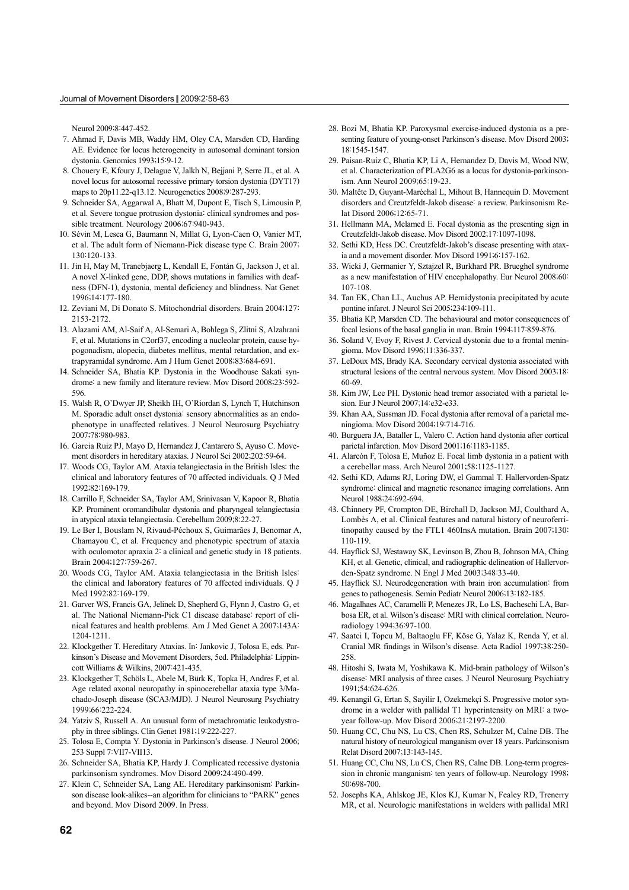Neurol 2009;8:447-452.

7. Ahmad F, Davis MB, Waddy HM, Oley CA, Marsden CD, Harding AE. Evidence for locus heterogeneity in autosomal dominant torsion dystonia. Genomics 1993;15:9-12.
8. Chouery E, Kfoury J, Delague V, Jalkh N, Bejjani P, Serre JL, et al. A novel locus for autosomal recessive primary torsion dystonia (DYT17) maps to 20p11.22-q13.12. Neurogenetics 2008;9:287-293.
9. Schneider SA, Aggarwal A, Bhatt M, Dupont E, Tisch S, Limousin P, et al. Severe tongue protrusion dystonia: clinical syndromes and possible treatment. Neurology 2006;67:940-943.
10. Sévin M, Lesca G, Baumann N, Millat G, Lyon-Caen O, Vanier MT, et al. The adult form of Niemann-Pick disease type C. Brain 2007;130:120-133.
11. Jin H, May M, Tranebjaerg L, Kendall E, Fontán G, Jackson J, et al. A novel X-linked gene, DDP, shows mutations in families with deafness (DFN-1), dystonia, mental deficiency and blindness. Nat Genet 1996;14:177-180.
12. Zeviani M, Di Donato S. Mitochondrial disorders. Brain 2004;127:2153-2172.
13. Alazami AM, Al-Saif A, Al-Semari A, Bohlega S, Zlitni S, Alzahrani F, et al. Mutations in C2orf37, encoding a nucleolar protein, cause hypogonadism, alopecia, diabetes mellitus, mental retardation, and extrapyramidal syndrome. Am J Hum Genet 2008;83:684-691.
14. Schneider SA, Bhatia KP. Dystonia in the Woodhouse Sakati syndrome: a new family and literature review. Mov Disord 2008;23:592-596.
15. Walsh R, O'Dwyer JP, Sheikh IH, O'Riordan S, Lynch T, Hutchinson M. Sporadic adult onset dystonia: sensory abnormalities as an endophenotype in unaffected relatives. J Neurol Neurosurg Psychiatry 2007;78:980-983.
16. Garcia Ruiz PJ, Mayo D, Hernandez J, Cantarero S, Ayuso C. Movement disorders in hereditary ataxias. J Neurol Sci 2002;202:59-64.
17. Woods CG, Taylor AM. Ataxia telangiectasia in the British Isles: the clinical and laboratory features of 70 affected individuals. Q J Med 1992;82:169-179.
18. Carrillo F, Schneider SA, Taylor AM, Srinivasan V, Kapoor R, Bhatia KP. Prominent oromandibular dystonia and pharyngeal telangiectasia in atypical ataxia telangiectasia. Cerebellum 2009;8:22-27.
19. Le Ber I, Bouslam N, Rivaud-Péchoux S, Guimarães J, Benomar A, Chamayou C, et al. Frequency and phenotypic spectrum of ataxia with oculomotor apraxia 2: a clinical and genetic study in 18 patients. Brain 2004;127:759-267.
20. Woods CG, Taylor AM. Ataxia telangiectasia in the British Isles: the clinical and laboratory features of 70 affected individuals. Q J Med 1992;82:169-179.
21. Garver WS, Francis GA, Jelinek D, Shepherd G, Flynn J, Castro G, et al. The National Niemann-Pick C1 disease database: report of clinical features and health problems. Am J Med Genet A 2007;143A:1204-1211.
22. Klockgether T. Hereditary Ataxias. In: Jankovic J, Tolosa E, eds. Parkinson's Disease and Movement Disorders, 5ed. Philadelphia: Lippincott Williams & Wilkins, 2007:421-435.
23. Klockgether T, Schöls L, Abele M, Bürk K, Topka H, Andres F, et al. Age related axonal neuropathy in spinocerebellar ataxia type 3/Machado-Joseph disease (SCA3/MJD). J Neurol Neurosurg Psychiatry 1999;66:222-224.
24. Yatziv S, Russell A. An unusual form of metachromatic leukodystrophy in three siblings. Clin Genet 1981;19:222-227.
25. Tolosa E, Compta Y. Dystonia in Parkinson's disease. J Neurol 2006;253 Suppl 7:VII7-VII13.
26. Schneider SA, Bhatia KP, Hardy J. Complicated recessive dystonia parkinsonism syndromes. Mov Disord 2009;24:490-499.
27. Klein C, Schneider SA, Lang AE. Hereditary parkinsonism: Parkinson disease look-alikes--an algorithm for clinicians to "PARK" genes and beyond. Mov Disord 2009. In Press.
28. Bozi M, Bhatia KP. Paroxysmal exercise-induced dystonia as a presenting feature of young-onset Parkinson's disease. Mov Disord 2003;18:1545-1547.
29. Paisan-Ruiz C, Bhatia KP, Li A, Hernandez D, Davis M, Wood NW, et al. Characterization of PLA2G6 as a locus for dystonia-parkinsonism. Ann Neurol 2009;65:19-23.
30. Maltête D, Guyant-Maréchal L, Mihout B, Hannequin D. Movement disorders and Creutzfeldt-Jakob disease: a review. Parkinsonism Relat Disord 2006;12:65-71.
31. Hellmann MA, Melamed E. Focal dystonia as the presenting sign in Creutzfeldt-Jakob disease. Mov Disord 2002;17:1097-1098.
32. Sethi KD, Hess DC. Creutzfeldt-Jakob's disease presenting with ataxia and a movement disorder. Mov Disord 1991;6:157-162.
33. Wicki J, Germanier Y, Sztajzel R, Burkhard PR. Brueghel syndrome as a new manifestation of HIV encephalopathy. Eur Neurol 2008;60:107-108.
34. Tan EK, Chan LL, Auchus AP. Hemidystonia precipitated by acute pontine infarct. J Neurol Sci 2005;234:109-111.
35. Bhatia KP, Marsden CD. The behavioural and motor consequences of focal lesions of the basal ganglia in man. Brain 1994;117:859-876.
36. Soland V, Evoy F, Rivest J. Cervical dystonia due to a frontal meningioma. Mov Disord 1996;11:336-337.
37. LeDoux MS, Brady KA. Secondary cervical dystonia associated with structural lesions of the central nervous system. Mov Disord 2003;18:60-69.
38. Kim JW, Lee PH. Dystonic head tremor associated with a parietal lesion. Eur J Neurol 2007;14:e32-e33.
39. Khan AA, Sussman JD. Focal dystonia after removal of a parietal meningioma. Mov Disord 2004;19:714-716.
40. Burguera JA, Bataller L, Valero C. Action hand dystonia after cortical parietal infarction. Mov Disord 2001;16:1183-1185.
41. Alarcón F, Tolosa E, Muñoz E. Focal limb dystonia in a patient with a cerebellar mass. Arch Neurol 2001;58:1125-1127.
42. Sethi KD, Adams RJ, Loring DW, el Gammal T. Hallervorden-Spatz syndrome: clinical and magnetic resonance imaging correlations. Ann Neurol 1988;24:692-694.
43. Chinnery PF, Crompton DE, Birchall D, Jackson MJ, Coulthard A, Lombès A, et al. Clinical features and natural history of neuroferritinopathy caused by the FTL1 460InsA mutation. Brain 2007;130:110-119.
44. Hayflick SJ, Westaway SK, Levinson B, Zhou B, Johnson MA, Ching KH, et al. Genetic, clinical, and radiographic delineation of Hallervorden-Spatz syndrome. N Engl J Med 2003;348:33-40.
45. Hayflick SJ. Neurodegeneration with brain iron accumulation: from genes to pathogenesis. Semin Pediatr Neurol 2006;13:182-185.
46. Magalhaes AC, Caramelli P, Menezes JR, Lo LS, Bacheschi LA, Barbosa ER, et al. Wilson's disease: MRI with clinical correlation. Neuroradiology 1994;36:97-100.
47. Saatci I, Topcu M, Baltaoglu FF, Köse G, Yalaz K, Renda Y, et al. Cranial MR findings in Wilson's disease. Acta Radiol 1997;38:250-258.
48. Hitoshi S, Iwata M, Yoshikawa K. Mid-brain pathology of Wilson's disease: MRI analysis of three cases. J Neurol Neurosurg Psychiatry 1991;54:624-626.
49. Kenangil G, Ertan S, Sayilir I, Ozekmekçi S. Progressive motor syndrome in a welder with pallidal T1 hyperintensity on MRI: a two-year follow-up. Mov Disord 2006;21:2197-2200.
50. Huang CC, Chu NS, Lu CS, Chen RS, Schulzer M, Calne DB. The natural history of neurological manganism over 18 years. Parkinsonism Relat Disord 2007;13:143-145.
51. Huang CC, Chu NS, Lu CS, Chen RS, Calne DB. Long-term progression in chronic manganism: ten years of follow-up. Neurology 1998;50:698-700.
52. Josephs KA, Ahlskog JE, Klos KJ, Kumar N, Fealey RD, Trenerry MR, et al. Neurologic manifestations in welders with pallidal MRI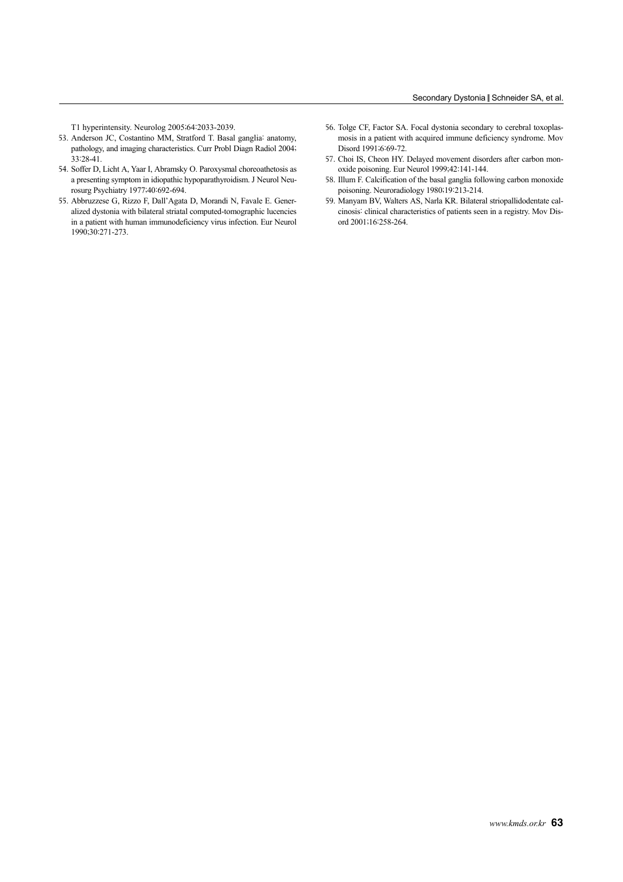T1 hyperintensity. Neurolog 2005;64:2033-2039.

53. Anderson JC, Costantino MM, Stratford T. Basal ganglia: anatomy, pathology, and imaging characteristics. Curr Probl Diagn Radiol 2004; 33:28-41.
54. Soffer D, Licht A, Yaar I, Abramsky O. Paroxysmal choreoathetosis as a presenting symptom in idiopathic hypoparathyroidism. J Neurol Neurosurg Psychiatry 1977;40:692-694.
55. Abbruzzese G, Rizzo F, Dall'Agata D, Morandi N, Favale E. Generalized dystonia with bilateral striatal computed-tomographic lucencies in a patient with human immunodeficiency virus infection. Eur Neurol 1990;30:271-273.
56. Tolge CF, Factor SA. Focal dystonia secondary to cerebral toxoplasmosis in a patient with acquired immune deficiency syndrome. Mov Disord 1991;6:69-72.
57. Choi IS, Cheon HY. Delayed movement disorders after carbon monoxide poisoning. Eur Neurol 1999;42:141-144.
58. Illum F. Calcification of the basal ganglia following carbon monoxide poisoning. Neuroradiology 1980;19:213-214.
59. Manyam BV, Walters AS, Narla KR. Bilateral striopallidodentate calcinosis: clinical characteristics of patients seen in a registry. Mov Disord 2001;16:258-264.